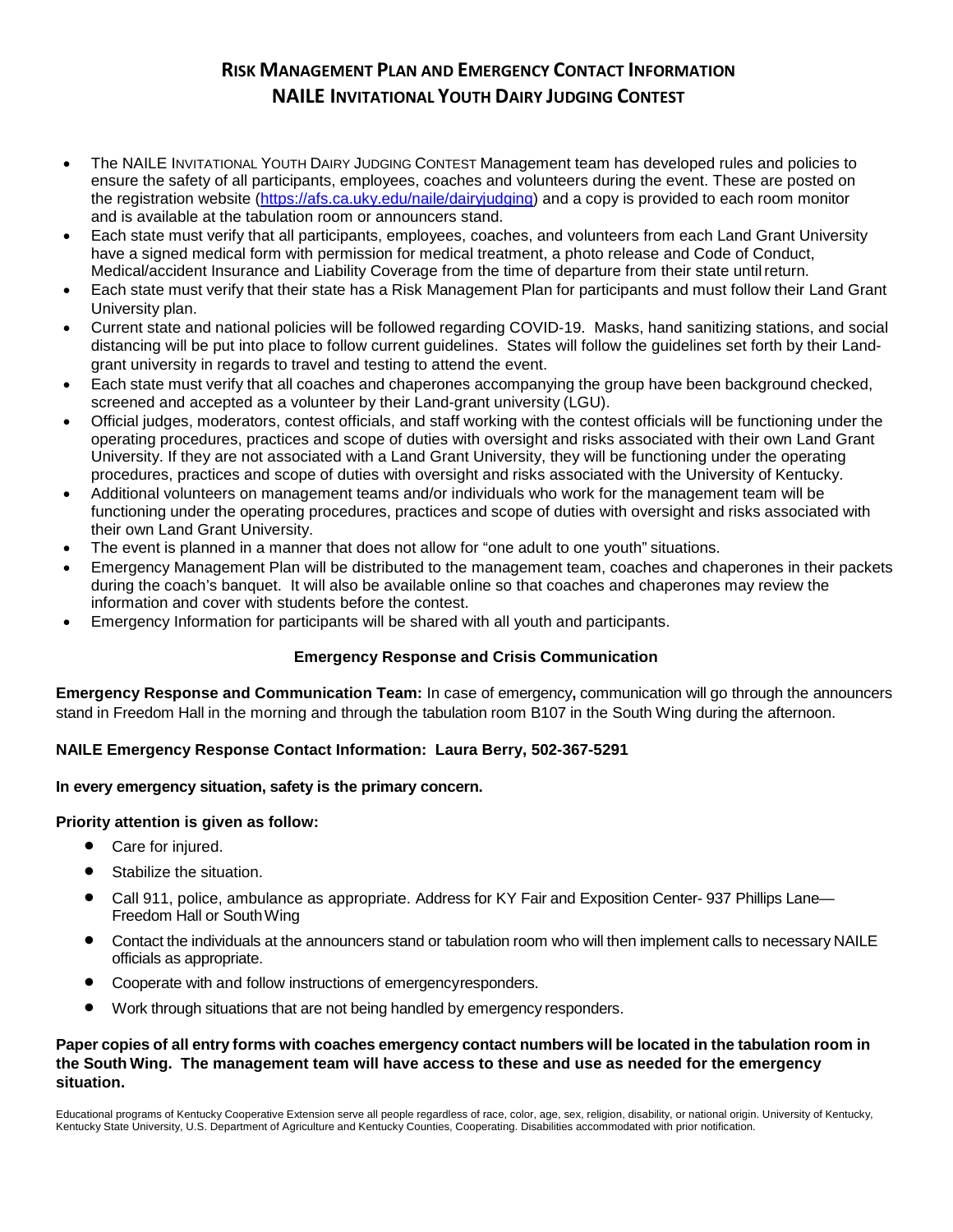# RISK MANAGEMENT PLAN AND EMERGENCY CONTACT INFORMATION
# NAILE INVITATIONAL YOUTH DAIRY JUDGING CONTEST

- The NAILE INVITATIONAL YOUTH DAIRY JUDGING CONTEST Management team has developed rules and policies to ensure the safety of all participants, employees, coaches and volunteers during the event. These are posted on the registration website (https://afs.ca.uky.edu/naile/dairyjudging) and a copy is provided to each room monitor and is available at the tabulation room or announcers stand.
- Each state must verify that all participants, employees, coaches, and volunteers from each Land Grant University have a signed medical form with permission for medical treatment, a photo release and Code of Conduct, Medical/accident Insurance and Liability Coverage from the time of departure from their state until return.
- Each state must verify that their state has a Risk Management Plan for participants and must follow their Land Grant University plan.
- Current state and national policies will be followed regarding COVID-19. Masks, hand sanitizing stations, and social distancing will be put into place to follow current guidelines. States will follow the guidelines set forth by their Land-grant university in regards to travel and testing to attend the event.
- Each state must verify that all coaches and chaperones accompanying the group have been background checked, screened and accepted as a volunteer by their Land-grant university (LGU).
- Official judges, moderators, contest officials, and staff working with the contest officials will be functioning under the operating procedures, practices and scope of duties with oversight and risks associated with their own Land Grant University. If they are not associated with a Land Grant University, they will be functioning under the operating procedures, practices and scope of duties with oversight and risks associated with the University of Kentucky.
- Additional volunteers on management teams and/or individuals who work for the management team will be functioning under the operating procedures, practices and scope of duties with oversight and risks associated with their own Land Grant University.
- The event is planned in a manner that does not allow for "one adult to one youth" situations.
- Emergency Management Plan will be distributed to the management team, coaches and chaperones in their packets during the coach's banquet. It will also be available online so that coaches and chaperones may review the information and cover with students before the contest.
- Emergency Information for participants will be shared with all youth and participants.

## Emergency Response and Crisis Communication

**Emergency Response and Communication Team:** In case of emergency**,** communication will go through the announcers stand in Freedom Hall in the morning and through the tabulation room B107 in the South Wing during the afternoon.

**NAILE Emergency Response Contact Information: Laura Berry, 502-367-5291**

**In every emergency situation, safety is the primary concern.**

**Priority attention is given as follow:**

- Care for injured.
- Stabilize the situation.
- Call 911, police, ambulance as appropriate. Address for KY Fair and Exposition Center- 937 Phillips Lane— Freedom Hall or South Wing
- Contact the individuals at the announcers stand or tabulation room who will then implement calls to necessary NAILE officials as appropriate.
- Cooperate with and follow instructions of emergency responders.
- Work through situations that are not being handled by emergency responders.

**Paper copies of all entry forms with coaches emergency contact numbers will be located in the tabulation room in the South Wing. The management team will have access to these and use as needed for the emergency situation.**

Educational programs of Kentucky Cooperative Extension serve all people regardless of race, color, age, sex, religion, disability, or national origin. University of Kentucky, Kentucky State University, U.S. Department of Agriculture and Kentucky Counties, Cooperating. Disabilities accommodated with prior notification.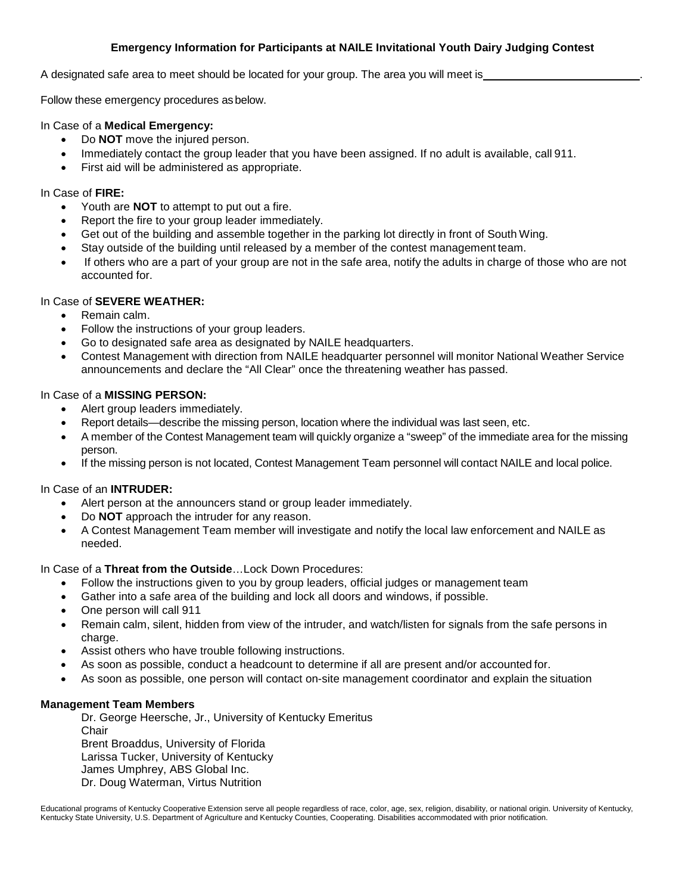### Emergency Information for Participants at NAILE Invitational Youth Dairy Judging Contest

A designated safe area to meet should be located for your group. The area you will meet is \_\_\_\_\_\_\_\_\_\_\_\_\_\_\_\_\_\_\_\_\_\_\_\_\_\_.

Follow these emergency procedures as below.

In Case of a **Medical Emergency:**

- Do **NOT** move the injured person.
- Immediately contact the group leader that you have been assigned. If no adult is available, call 911.
- First aid will be administered as appropriate.

In Case of **FIRE:**

- Youth are **NOT** to attempt to put out a fire.
- Report the fire to your group leader immediately.
- Get out of the building and assemble together in the parking lot directly in front of South Wing.
- Stay outside of the building until released by a member of the contest management team.
- If others who are a part of your group are not in the safe area, notify the adults in charge of those who are not accounted for.

In Case of **SEVERE WEATHER:**

- Remain calm.
- Follow the instructions of your group leaders.
- Go to designated safe area as designated by NAILE headquarters.
- Contest Management with direction from NAILE headquarter personnel will monitor National Weather Service announcements and declare the "All Clear" once the threatening weather has passed.

In Case of a **MISSING PERSON:**

- Alert group leaders immediately.
- Report details—describe the missing person, location where the individual was last seen, etc.
- A member of the Contest Management team will quickly organize a "sweep" of the immediate area for the missing person.
- If the missing person is not located, Contest Management Team personnel will contact NAILE and local police.

In Case of an **INTRUDER:**

- Alert person at the announcers stand or group leader immediately.
- Do **NOT** approach the intruder for any reason.
- A Contest Management Team member will investigate and notify the local law enforcement and NAILE as needed.

In Case of a **Threat from the Outside**…Lock Down Procedures:

- Follow the instructions given to you by group leaders, official judges or management team
- Gather into a safe area of the building and lock all doors and windows, if possible.
- One person will call 911
- Remain calm, silent, hidden from view of the intruder, and watch/listen for signals from the safe persons in charge.
- Assist others who have trouble following instructions.
- As soon as possible, conduct a headcount to determine if all are present and/or accounted for.
- As soon as possible, one person will contact on-site management coordinator and explain the situation

**Management Team Members**

Dr. George Heersche, Jr., University of Kentucky Emeritus
Chair
Brent Broaddus, University of Florida
Larissa Tucker, University of Kentucky
James Umphrey, ABS Global Inc.
Dr. Doug Waterman, Virtus Nutrition

Educational programs of Kentucky Cooperative Extension serve all people regardless of race, color, age, sex, religion, disability, or national origin. University of Kentucky, Kentucky State University, U.S. Department of Agriculture and Kentucky Counties, Cooperating. Disabilities accommodated with prior notification.